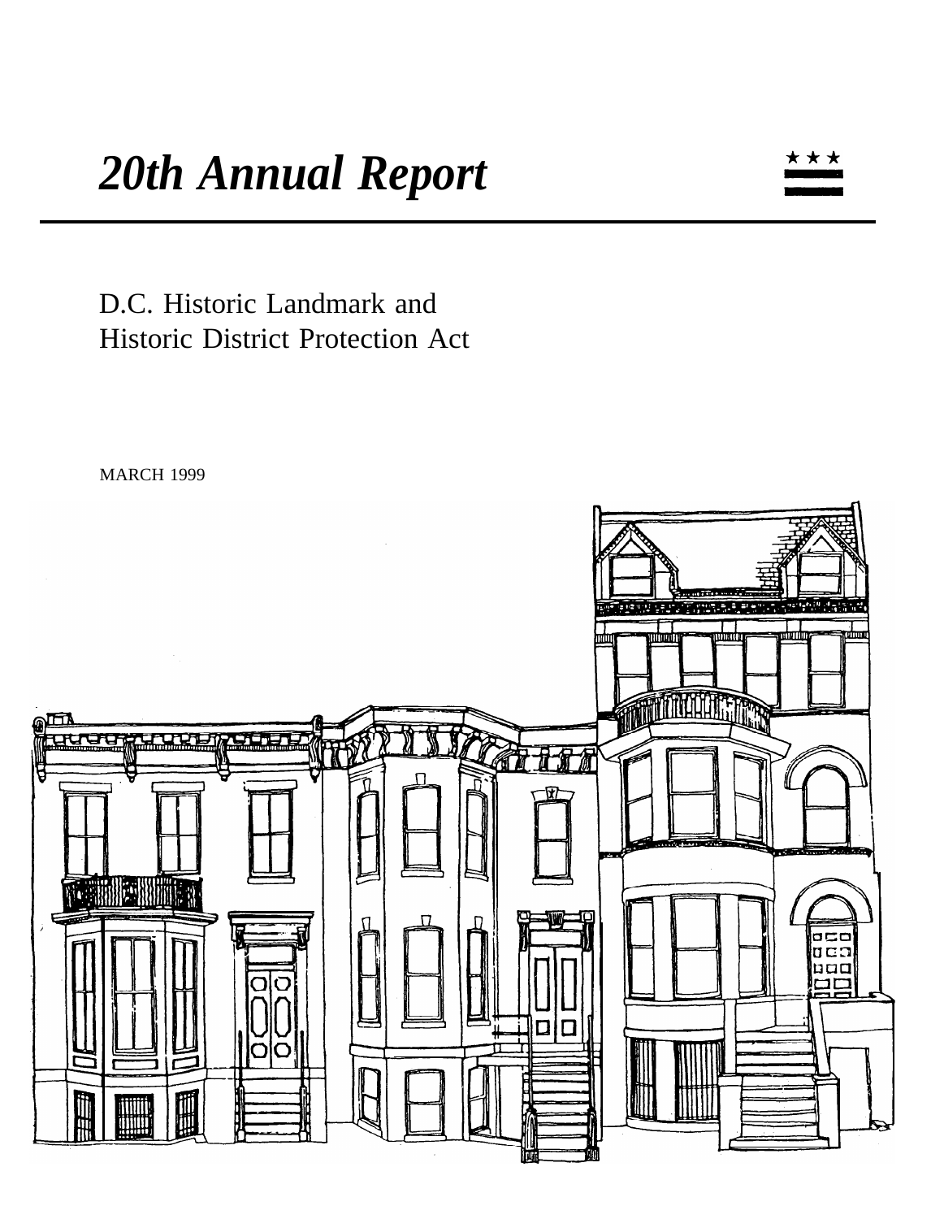# *20th Annual Report*

D.C. Historic Landmark and
Historic District Protection Act

MARCH 1999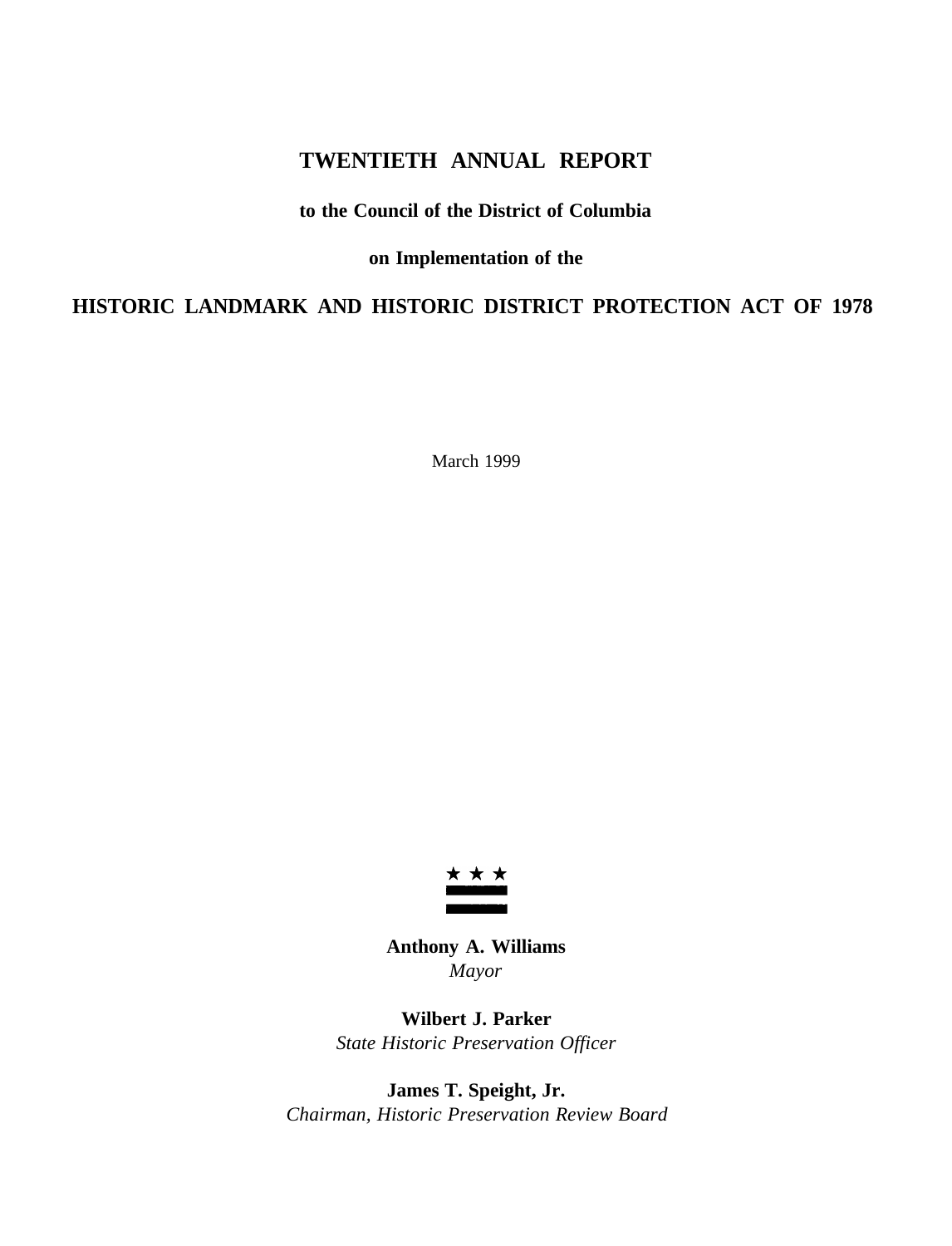# TWENTIETH ANNUAL REPORT

**to the Council of the District of Columbia**

**on Implementation of the**

## HISTORIC LANDMARK AND HISTORIC DISTRICT PROTECTION ACT OF 1978

March 1999

**Anthony A. Williams**
*Mayor*

**Wilbert J. Parker**
*State Historic Preservation Officer*

**James T. Speight, Jr.**
*Chairman, Historic Preservation Review Board*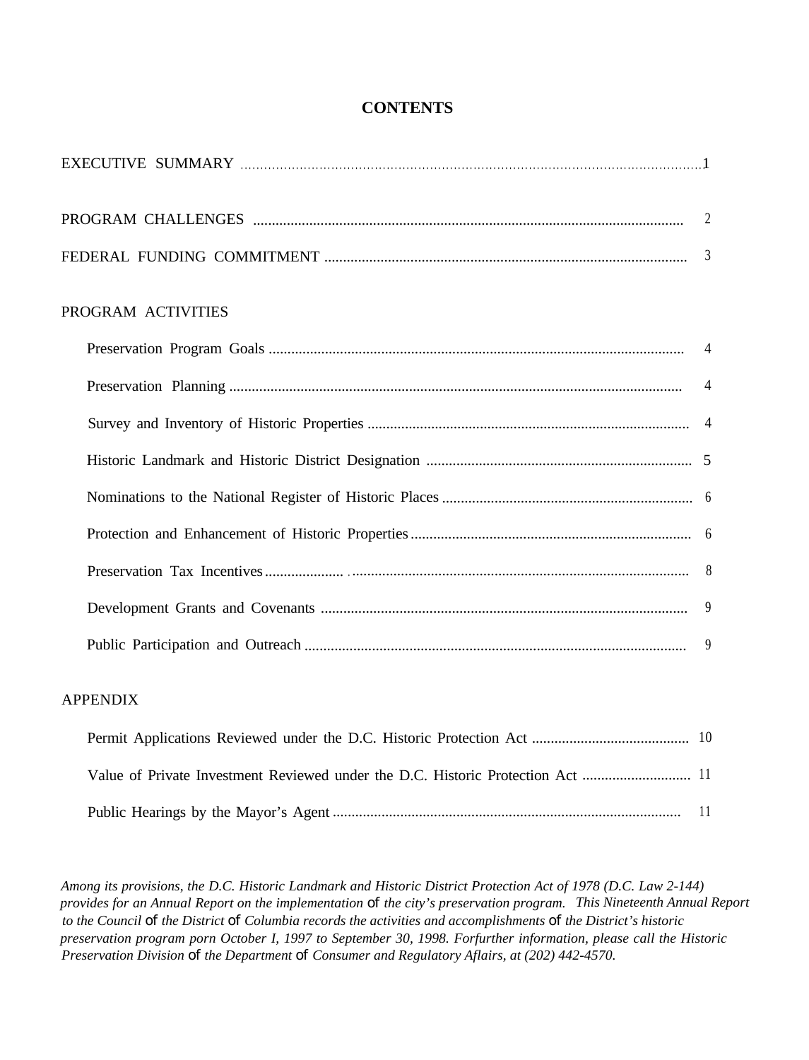# CONTENTS

EXECUTIVE SUMMARY .......... 1

PROGRAM CHALLENGES .......... 2

FEDERAL FUNDING COMMITMENT .......... 3

PROGRAM ACTIVITIES

- Preservation Program Goals .......... 4
- Preservation Planning .......... 4
- Survey and Inventory of Historic Properties .......... 4
- Historic Landmark and Historic District Designation .......... 5
- Nominations to the National Register of Historic Places .......... 6
- Protection and Enhancement of Historic Properties .......... 6
- Preservation Tax Incentives .......... 8
- Development Grants and Covenants .......... 9
- Public Participation and Outreach .......... 9

APPENDIX

- Permit Applications Reviewed under the D.C. Historic Protection Act .......... 10
- Value of Private Investment Reviewed under the D.C. Historic Protection Act .......... 11
- Public Hearings by the Mayor's Agent .......... 11

*Among its provisions, the D.C. Historic Landmark and Historic District Protection Act of 1978 (D.C. Law 2-144) provides for an Annual Report on the implementation of the city's preservation program. This Nineteenth Annual Report to the Council of the District of Columbia records the activities and accomplishments of the District's historic preservation program porn October I, 1997 to September 30, 1998. Forfurther information, please call the Historic Preservation Division of the Department of Consumer and Regulatory Aflairs, at (202) 442-4570.*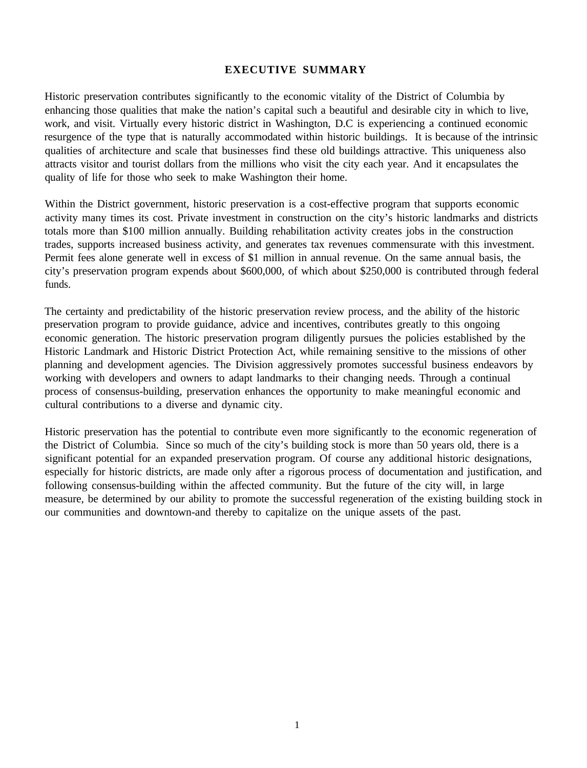# EXECUTIVE SUMMARY

Historic preservation contributes significantly to the economic vitality of the District of Columbia by enhancing those qualities that make the nation's capital such a beautiful and desirable city in which to live, work, and visit. Virtually every historic district in Washington, D.C is experiencing a continued economic resurgence of the type that is naturally accommodated within historic buildings. It is because of the intrinsic qualities of architecture and scale that businesses find these old buildings attractive. This uniqueness also attracts visitor and tourist dollars from the millions who visit the city each year. And it encapsulates the quality of life for those who seek to make Washington their home.

Within the District government, historic preservation is a cost-effective program that supports economic activity many times its cost. Private investment in construction on the city's historic landmarks and districts totals more than $100 million annually. Building rehabilitation activity creates jobs in the construction trades, supports increased business activity, and generates tax revenues commensurate with this investment. Permit fees alone generate well in excess of $1 million in annual revenue. On the same annual basis, the city's preservation program expends about $600,000, of which about $250,000 is contributed through federal funds.

The certainty and predictability of the historic preservation review process, and the ability of the historic preservation program to provide guidance, advice and incentives, contributes greatly to this ongoing economic generation. The historic preservation program diligently pursues the policies established by the Historic Landmark and Historic District Protection Act, while remaining sensitive to the missions of other planning and development agencies. The Division aggressively promotes successful business endeavors by working with developers and owners to adapt landmarks to their changing needs. Through a continual process of consensus-building, preservation enhances the opportunity to make meaningful economic and cultural contributions to a diverse and dynamic city.

Historic preservation has the potential to contribute even more significantly to the economic regeneration of the District of Columbia. Since so much of the city's building stock is more than 50 years old, there is a significant potential for an expanded preservation program. Of course any additional historic designations, especially for historic districts, are made only after a rigorous process of documentation and justification, and following consensus-building within the affected community. But the future of the city will, in large measure, be determined by our ability to promote the successful regeneration of the existing building stock in our communities and downtown-and thereby to capitalize on the unique assets of the past.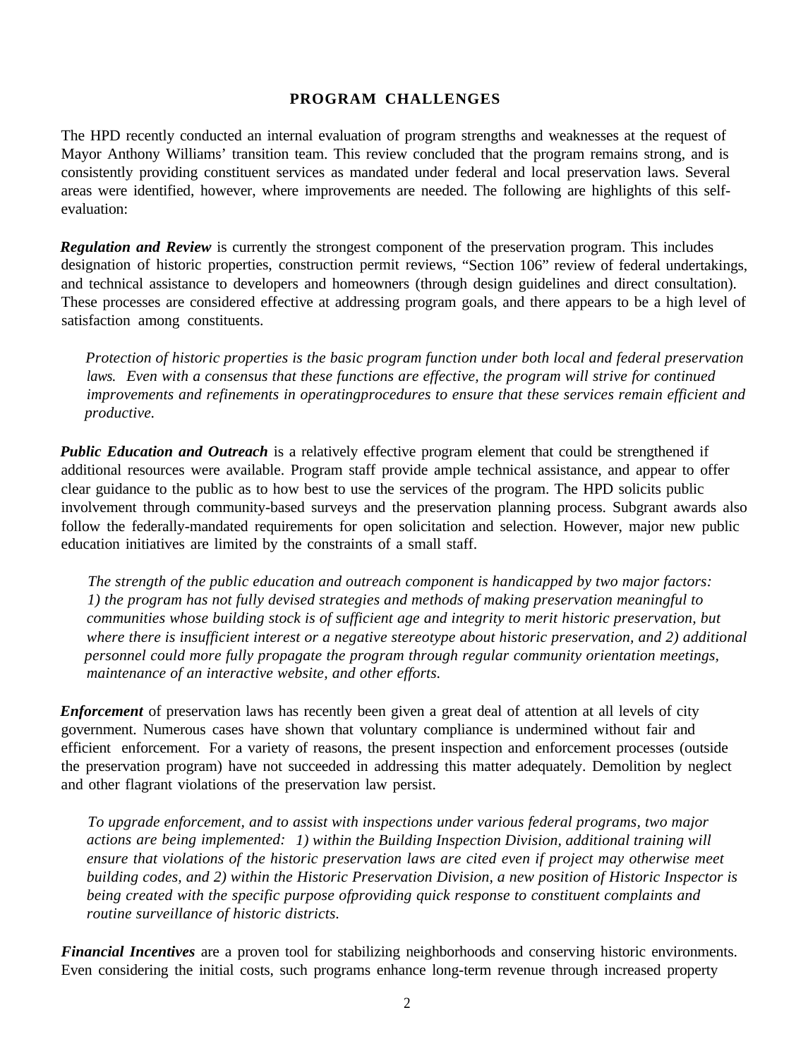## PROGRAM CHALLENGES

The HPD recently conducted an internal evaluation of program strengths and weaknesses at the request of Mayor Anthony Williams' transition team. This review concluded that the program remains strong, and is consistently providing constituent services as mandated under federal and local preservation laws. Several areas were identified, however, where improvements are needed. The following are highlights of this self-evaluation:

***Regulation and Review*** is currently the strongest component of the preservation program. This includes designation of historic properties, construction permit reviews, "Section 106" review of federal undertakings, and technical assistance to developers and homeowners (through design guidelines and direct consultation). These processes are considered effective at addressing program goals, and there appears to be a high level of satisfaction among constituents.

> *Protection of historic properties is the basic program function under both local and federal preservation laws. Even with a consensus that these functions are effective, the program will strive for continued improvements and refinements in operatingprocedures to ensure that these services remain efficient and productive.*

***Public Education and Outreach*** is a relatively effective program element that could be strengthened if additional resources were available. Program staff provide ample technical assistance, and appear to offer clear guidance to the public as to how best to use the services of the program. The HPD solicits public involvement through community-based surveys and the preservation planning process. Subgrant awards also follow the federally-mandated requirements for open solicitation and selection. However, major new public education initiatives are limited by the constraints of a small staff.

> *The strength of the public education and outreach component is handicapped by two major factors: 1) the program has not fully devised strategies and methods of making preservation meaningful to communities whose building stock is of sufficient age and integrity to merit historic preservation, but where there is insufficient interest or a negative stereotype about historic preservation, and 2) additional personnel could more fully propagate the program through regular community orientation meetings, maintenance of an interactive website, and other efforts.*

***Enforcement*** of preservation laws has recently been given a great deal of attention at all levels of city government. Numerous cases have shown that voluntary compliance is undermined without fair and efficient enforcement. For a variety of reasons, the present inspection and enforcement processes (outside the preservation program) have not succeeded in addressing this matter adequately. Demolition by neglect and other flagrant violations of the preservation law persist.

> *To upgrade enforcement, and to assist with inspections under various federal programs, two major actions are being implemented: 1) within the Building Inspection Division, additional training will ensure that violations of the historic preservation laws are cited even if project may otherwise meet building codes, and 2) within the Historic Preservation Division, a new position of Historic Inspector is being created with the specific purpose ofproviding quick response to constituent complaints and routine surveillance of historic districts.*

***Financial Incentives*** are a proven tool for stabilizing neighborhoods and conserving historic environments. Even considering the initial costs, such programs enhance long-term revenue through increased property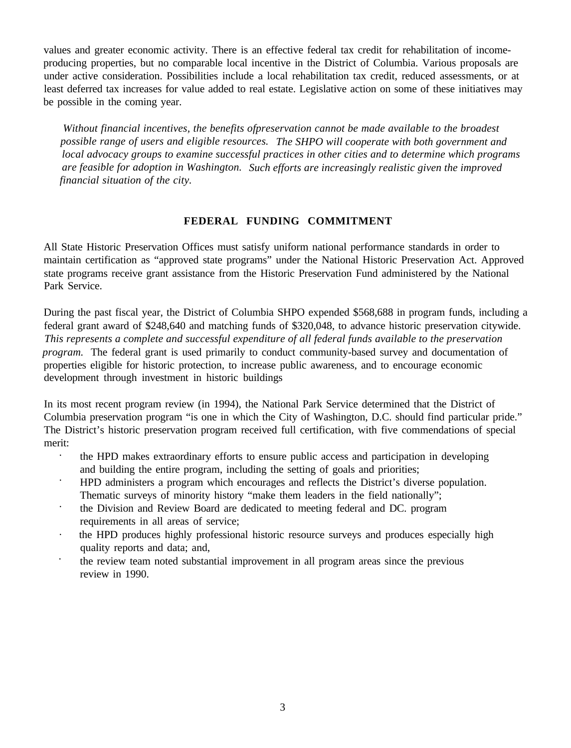values and greater economic activity. There is an effective federal tax credit for rehabilitation of income-producing properties, but no comparable local incentive in the District of Columbia. Various proposals are under active consideration. Possibilities include a local rehabilitation tax credit, reduced assessments, or at least deferred tax increases for value added to real estate. Legislative action on some of these initiatives may be possible in the coming year.

*Without financial incentives, the benefits ofpreservation cannot be made available to the broadest possible range of users and eligible resources. The SHPO will cooperate with both government and local advocacy groups to examine successful practices in other cities and to determine which programs are feasible for adoption in Washington. Such efforts are increasingly realistic given the improved financial situation of the city.*

## FEDERAL FUNDING COMMITMENT

All State Historic Preservation Offices must satisfy uniform national performance standards in order to maintain certification as "approved state programs" under the National Historic Preservation Act. Approved state programs receive grant assistance from the Historic Preservation Fund administered by the National Park Service.

During the past fiscal year, the District of Columbia SHPO expended $568,688 in program funds, including a federal grant award of $248,640 and matching funds of $320,048, to advance historic preservation citywide. *This represents a complete and successful expenditure of all federal funds available to the preservation program.* The federal grant is used primarily to conduct community-based survey and documentation of properties eligible for historic protection, to increase public awareness, and to encourage economic development through investment in historic buildings

In its most recent program review (in 1994), the National Park Service determined that the District of Columbia preservation program "is one in which the City of Washington, D.C. should find particular pride." The District's historic preservation program received full certification, with five commendations of special merit:

- the HPD makes extraordinary efforts to ensure public access and participation in developing and building the entire program, including the setting of goals and priorities;
- HPD administers a program which encourages and reflects the District's diverse population. Thematic surveys of minority history "make them leaders in the field nationally";
- the Division and Review Board are dedicated to meeting federal and DC. program requirements in all areas of service;
- the HPD produces highly professional historic resource surveys and produces especially high quality reports and data; and,
- the review team noted substantial improvement in all program areas since the previous review in 1990.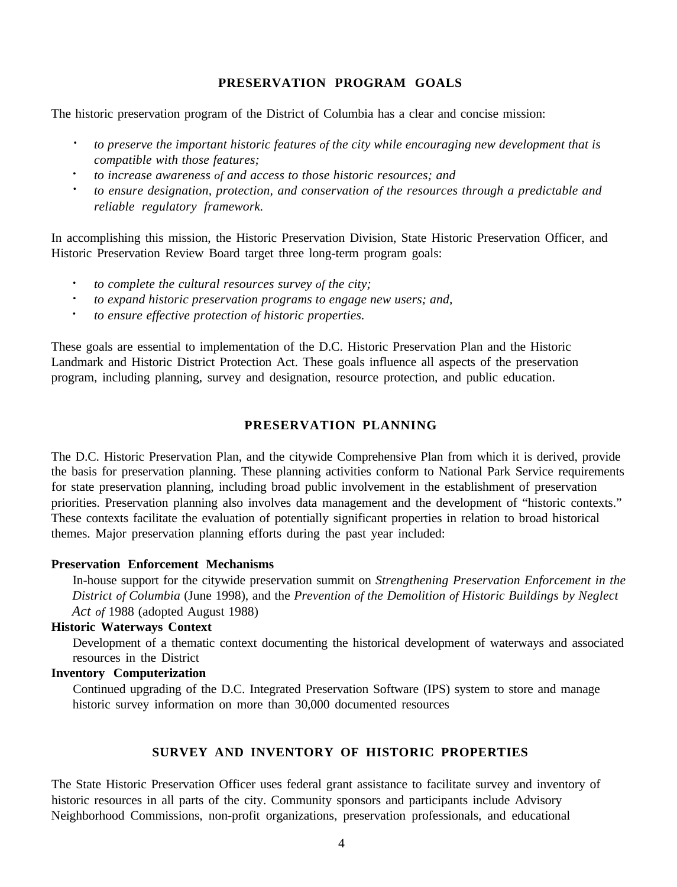## PRESERVATION PROGRAM GOALS

The historic preservation program of the District of Columbia has a clear and concise mission:

- *to preserve the important historic features of the city while encouraging new development that is compatible with those features;*
- *to increase awareness of and access to those historic resources; and*
- *to ensure designation, protection, and conservation of the resources through a predictable and reliable regulatory framework.*

In accomplishing this mission, the Historic Preservation Division, State Historic Preservation Officer, and Historic Preservation Review Board target three long-term program goals:

- *to complete the cultural resources survey of the city;*
- *to expand historic preservation programs to engage new users; and,*
- *to ensure effective protection of historic properties.*

These goals are essential to implementation of the D.C. Historic Preservation Plan and the Historic Landmark and Historic District Protection Act. These goals influence all aspects of the preservation program, including planning, survey and designation, resource protection, and public education.

## PRESERVATION PLANNING

The D.C. Historic Preservation Plan, and the citywide Comprehensive Plan from which it is derived, provide the basis for preservation planning. These planning activities conform to National Park Service requirements for state preservation planning, including broad public involvement in the establishment of preservation priorities. Preservation planning also involves data management and the development of "historic contexts." These contexts facilitate the evaluation of potentially significant properties in relation to broad historical themes. Major preservation planning efforts during the past year included:

**Preservation Enforcement Mechanisms**
In-house support for the citywide preservation summit on *Strengthening Preservation Enforcement in the District of Columbia* (June 1998), and the *Prevention of the Demolition of Historic Buildings by Neglect Act of* 1988 (adopted August 1988)

**Historic Waterways Context**
Development of a thematic context documenting the historical development of waterways and associated resources in the District

**Inventory Computerization**
Continued upgrading of the D.C. Integrated Preservation Software (IPS) system to store and manage historic survey information on more than 30,000 documented resources

## SURVEY AND INVENTORY OF HISTORIC PROPERTIES

The State Historic Preservation Officer uses federal grant assistance to facilitate survey and inventory of historic resources in all parts of the city. Community sponsors and participants include Advisory Neighborhood Commissions, non-profit organizations, preservation professionals, and educational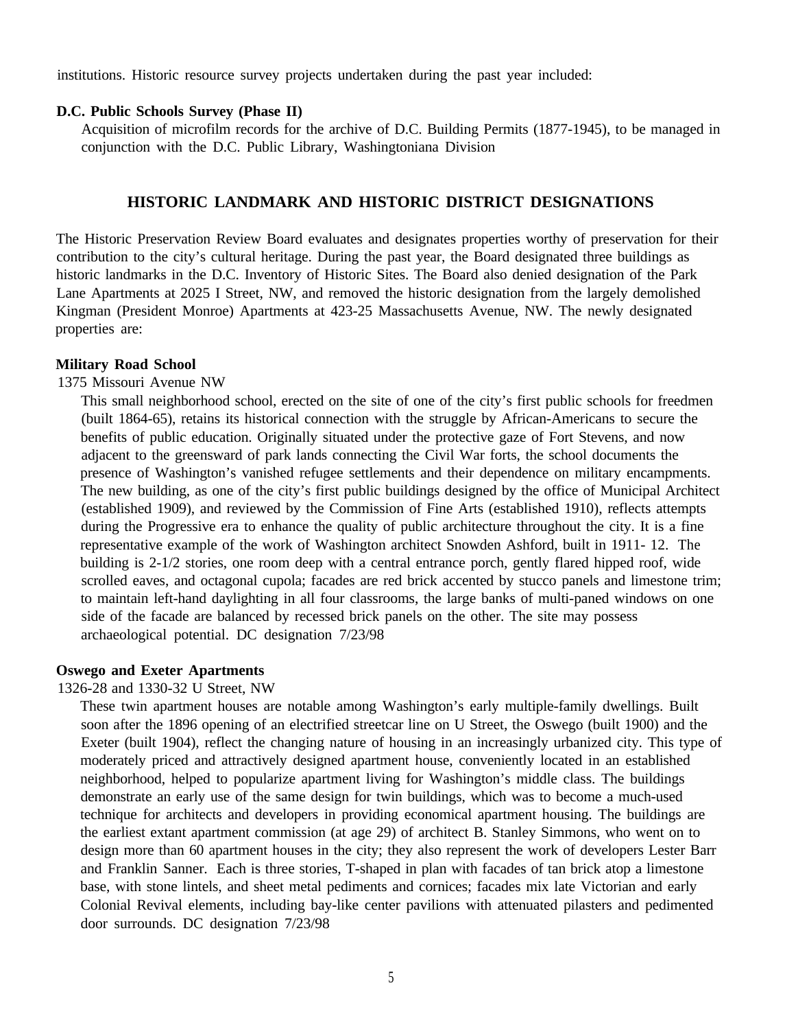institutions. Historic resource survey projects undertaken during the past year included:

**D.C. Public Schools Survey (Phase II)**

Acquisition of microfilm records for the archive of D.C. Building Permits (1877-1945), to be managed in conjunction with the D.C. Public Library, Washingtoniana Division

## HISTORIC LANDMARK AND HISTORIC DISTRICT DESIGNATIONS

The Historic Preservation Review Board evaluates and designates properties worthy of preservation for their contribution to the city's cultural heritage. During the past year, the Board designated three buildings as historic landmarks in the D.C. Inventory of Historic Sites. The Board also denied designation of the Park Lane Apartments at 2025 I Street, NW, and removed the historic designation from the largely demolished Kingman (President Monroe) Apartments at 423-25 Massachusetts Avenue, NW. The newly designated properties are:

**Military Road School**

1375 Missouri Avenue NW

This small neighborhood school, erected on the site of one of the city's first public schools for freedmen (built 1864-65), retains its historical connection with the struggle by African-Americans to secure the benefits of public education. Originally situated under the protective gaze of Fort Stevens, and now adjacent to the greensward of park lands connecting the Civil War forts, the school documents the presence of Washington's vanished refugee settlements and their dependence on military encampments. The new building, as one of the city's first public buildings designed by the office of Municipal Architect (established 1909), and reviewed by the Commission of Fine Arts (established 1910), reflects attempts during the Progressive era to enhance the quality of public architecture throughout the city. It is a fine representative example of the work of Washington architect Snowden Ashford, built in 1911- 12. The building is 2-1/2 stories, one room deep with a central entrance porch, gently flared hipped roof, wide scrolled eaves, and octagonal cupola; facades are red brick accented by stucco panels and limestone trim; to maintain left-hand daylighting in all four classrooms, the large banks of multi-paned windows on one side of the facade are balanced by recessed brick panels on the other. The site may possess archaeological potential. DC designation 7/23/98

**Oswego and Exeter Apartments**

1326-28 and 1330-32 U Street, NW

These twin apartment houses are notable among Washington's early multiple-family dwellings. Built soon after the 1896 opening of an electrified streetcar line on U Street, the Oswego (built 1900) and the Exeter (built 1904), reflect the changing nature of housing in an increasingly urbanized city. This type of moderately priced and attractively designed apartment house, conveniently located in an established neighborhood, helped to popularize apartment living for Washington's middle class. The buildings demonstrate an early use of the same design for twin buildings, which was to become a much-used technique for architects and developers in providing economical apartment housing. The buildings are the earliest extant apartment commission (at age 29) of architect B. Stanley Simmons, who went on to design more than 60 apartment houses in the city; they also represent the work of developers Lester Barr and Franklin Sanner. Each is three stories, T-shaped in plan with facades of tan brick atop a limestone base, with stone lintels, and sheet metal pediments and cornices; facades mix late Victorian and early Colonial Revival elements, including bay-like center pavilions with attenuated pilasters and pedimented door surrounds. DC designation 7/23/98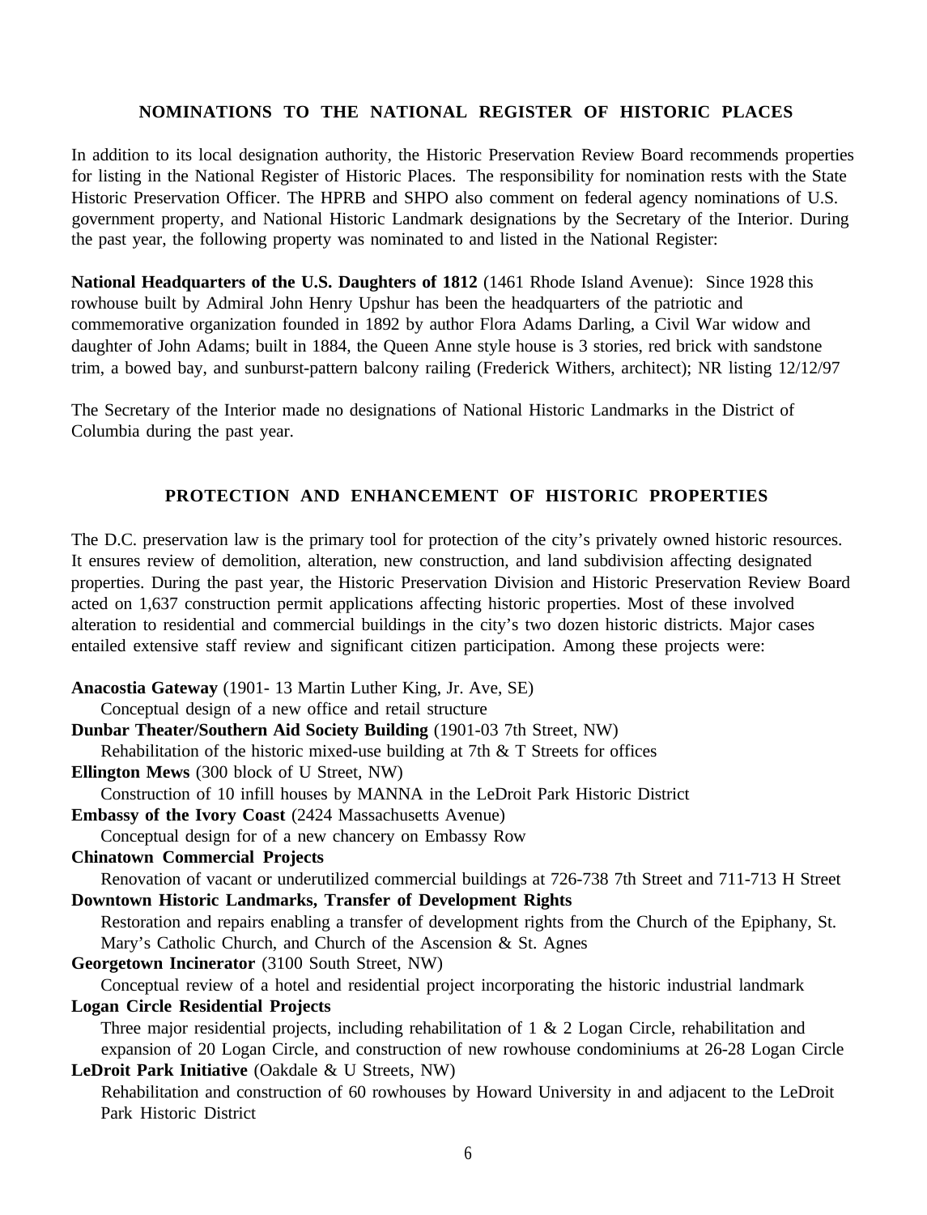## NOMINATIONS TO THE NATIONAL REGISTER OF HISTORIC PLACES

In addition to its local designation authority, the Historic Preservation Review Board recommends properties for listing in the National Register of Historic Places. The responsibility for nomination rests with the State Historic Preservation Officer. The HPRB and SHPO also comment on federal agency nominations of U.S. government property, and National Historic Landmark designations by the Secretary of the Interior. During the past year, the following property was nominated to and listed in the National Register:

**National Headquarters of the U.S. Daughters of 1812** (1461 Rhode Island Avenue): Since 1928 this rowhouse built by Admiral John Henry Upshur has been the headquarters of the patriotic and commemorative organization founded in 1892 by author Flora Adams Darling, a Civil War widow and daughter of John Adams; built in 1884, the Queen Anne style house is 3 stories, red brick with sandstone trim, a bowed bay, and sunburst-pattern balcony railing (Frederick Withers, architect); NR listing 12/12/97

The Secretary of the Interior made no designations of National Historic Landmarks in the District of Columbia during the past year.

## PROTECTION AND ENHANCEMENT OF HISTORIC PROPERTIES

The D.C. preservation law is the primary tool for protection of the city's privately owned historic resources. It ensures review of demolition, alteration, new construction, and land subdivision affecting designated properties. During the past year, the Historic Preservation Division and Historic Preservation Review Board acted on 1,637 construction permit applications affecting historic properties. Most of these involved alteration to residential and commercial buildings in the city's two dozen historic districts. Major cases entailed extensive staff review and significant citizen participation. Among these projects were:

**Anacostia Gateway** (1901- 13 Martin Luther King, Jr. Ave, SE)
Conceptual design of a new office and retail structure

**Dunbar Theater/Southern Aid Society Building** (1901-03 7th Street, NW)
Rehabilitation of the historic mixed-use building at 7th & T Streets for offices

**Ellington Mews** (300 block of U Street, NW)
Construction of 10 infill houses by MANNA in the LeDroit Park Historic District

**Embassy of the Ivory Coast** (2424 Massachusetts Avenue)
Conceptual design for of a new chancery on Embassy Row

**Chinatown Commercial Projects**
Renovation of vacant or underutilized commercial buildings at 726-738 7th Street and 711-713 H Street

**Downtown Historic Landmarks, Transfer of Development Rights**
Restoration and repairs enabling a transfer of development rights from the Church of the Epiphany, St. Mary's Catholic Church, and Church of the Ascension & St. Agnes

**Georgetown Incinerator** (3100 South Street, NW)
Conceptual review of a hotel and residential project incorporating the historic industrial landmark

**Logan Circle Residential Projects**
Three major residential projects, including rehabilitation of 1 & 2 Logan Circle, rehabilitation and expansion of 20 Logan Circle, and construction of new rowhouse condominiums at 26-28 Logan Circle

**LeDroit Park Initiative** (Oakdale & U Streets, NW)
Rehabilitation and construction of 60 rowhouses by Howard University in and adjacent to the LeDroit Park Historic District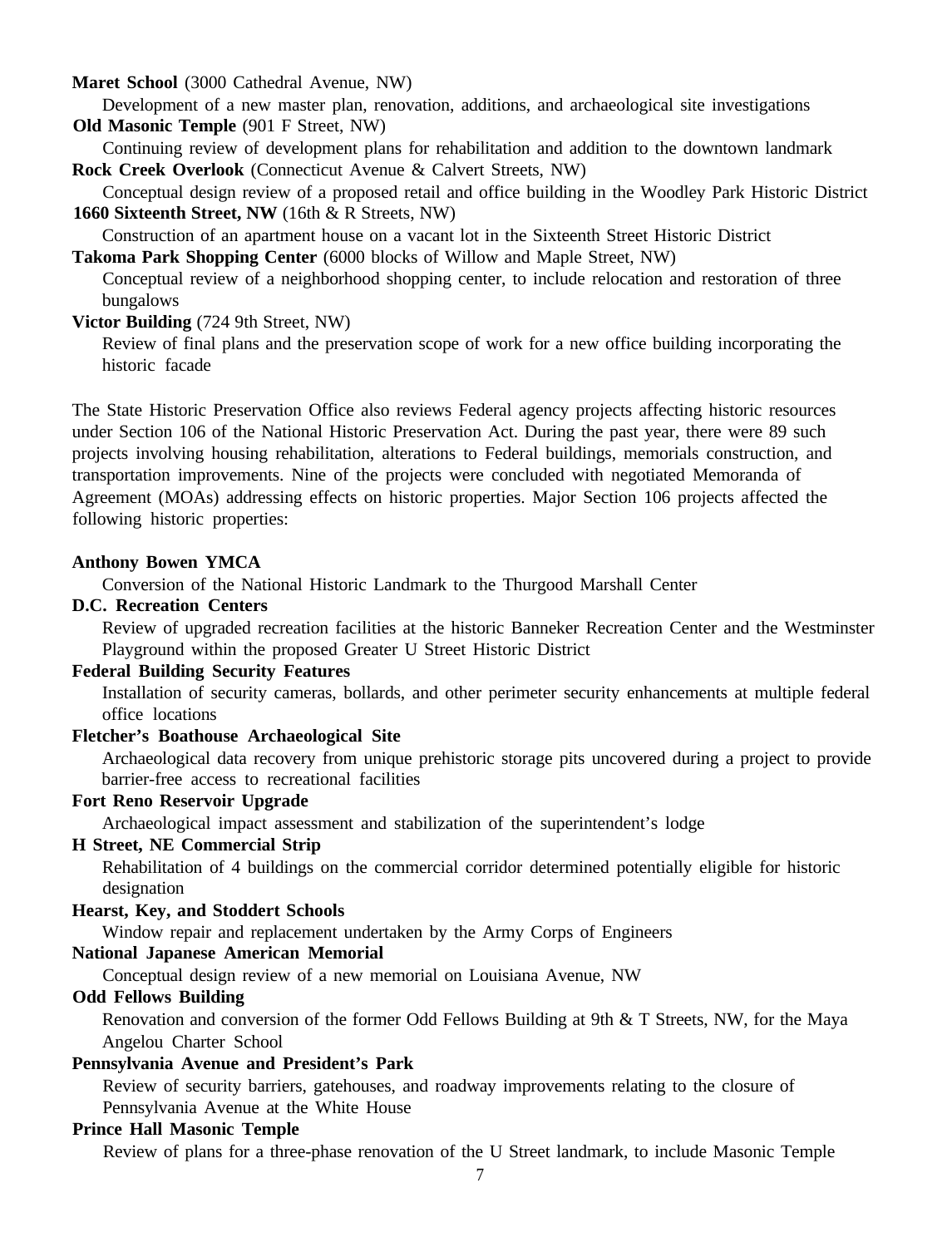**Maret School** (3000 Cathedral Avenue, NW)

Development of a new master plan, renovation, additions, and archaeological site investigations

**Old Masonic Temple** (901 F Street, NW)

Continuing review of development plans for rehabilitation and addition to the downtown landmark

**Rock Creek Overlook** (Connecticut Avenue & Calvert Streets, NW)

Conceptual design review of a proposed retail and office building in the Woodley Park Historic District

**1660 Sixteenth Street, NW** (16th & R Streets, NW)

Construction of an apartment house on a vacant lot in the Sixteenth Street Historic District

**Takoma Park Shopping Center** (6000 blocks of Willow and Maple Street, NW)

Conceptual review of a neighborhood shopping center, to include relocation and restoration of three bungalows

**Victor Building** (724 9th Street, NW)

Review of final plans and the preservation scope of work for a new office building incorporating the historic facade

The State Historic Preservation Office also reviews Federal agency projects affecting historic resources under Section 106 of the National Historic Preservation Act. During the past year, there were 89 such projects involving housing rehabilitation, alterations to Federal buildings, memorials construction, and transportation improvements. Nine of the projects were concluded with negotiated Memoranda of Agreement (MOAs) addressing effects on historic properties. Major Section 106 projects affected the following historic properties:

**Anthony Bowen YMCA**

Conversion of the National Historic Landmark to the Thurgood Marshall Center

**D.C. Recreation Centers**

Review of upgraded recreation facilities at the historic Banneker Recreation Center and the Westminster Playground within the proposed Greater U Street Historic District

**Federal Building Security Features**

Installation of security cameras, bollards, and other perimeter security enhancements at multiple federal office locations

**Fletcher's Boathouse Archaeological Site**

Archaeological data recovery from unique prehistoric storage pits uncovered during a project to provide barrier-free access to recreational facilities

**Fort Reno Reservoir Upgrade**

Archaeological impact assessment and stabilization of the superintendent's lodge

**H Street, NE Commercial Strip**

Rehabilitation of 4 buildings on the commercial corridor determined potentially eligible for historic designation

**Hearst, Key, and Stoddert Schools**

Window repair and replacement undertaken by the Army Corps of Engineers

**National Japanese American Memorial**

Conceptual design review of a new memorial on Louisiana Avenue, NW

**Odd Fellows Building**

Renovation and conversion of the former Odd Fellows Building at 9th & T Streets, NW, for the Maya Angelou Charter School

**Pennsylvania Avenue and President's Park**

Review of security barriers, gatehouses, and roadway improvements relating to the closure of Pennsylvania Avenue at the White House

**Prince Hall Masonic Temple**

Review of plans for a three-phase renovation of the U Street landmark, to include Masonic Temple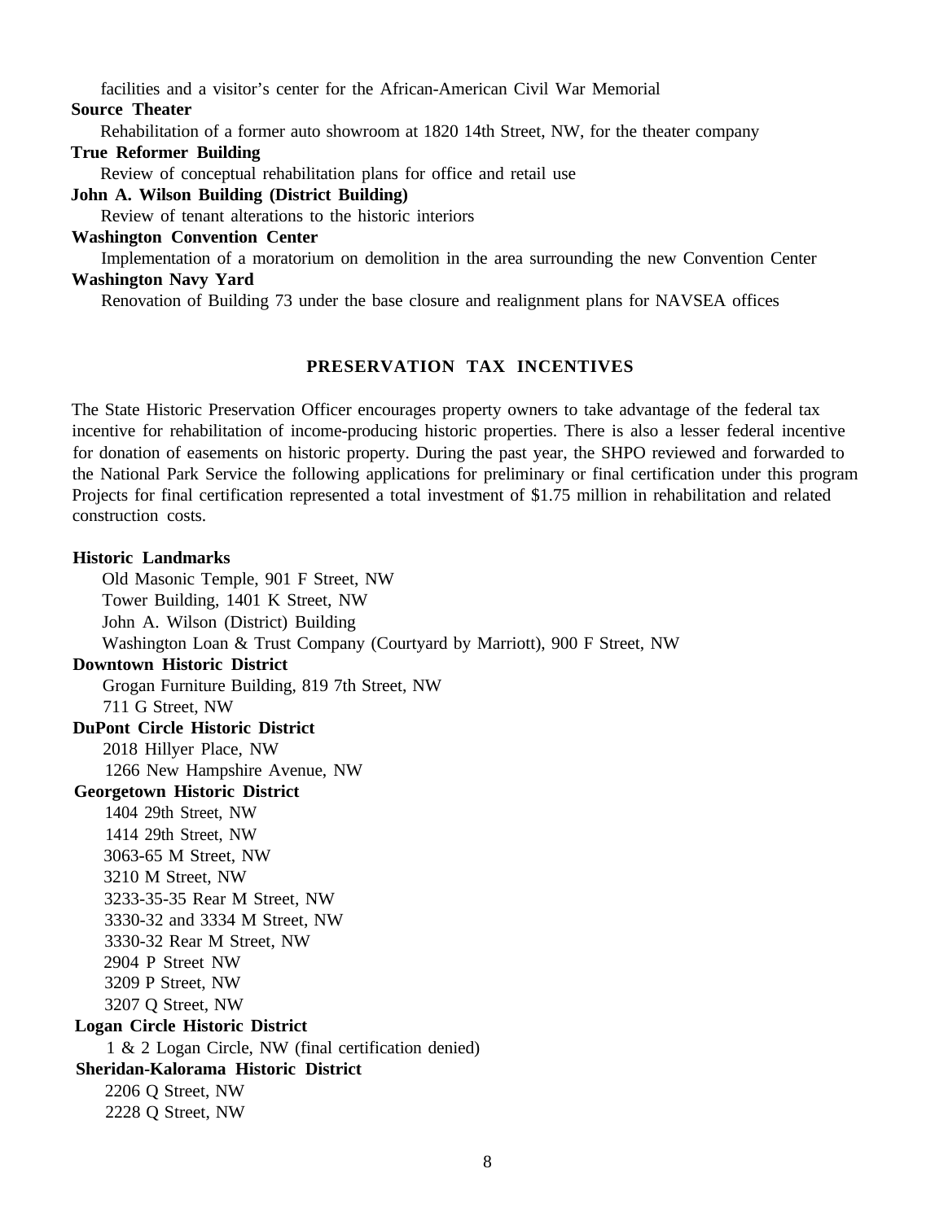facilities and a visitor's center for the African-American Civil War Memorial

**Source Theater**

Rehabilitation of a former auto showroom at 1820 14th Street, NW, for the theater company

**True Reformer Building**

Review of conceptual rehabilitation plans for office and retail use

**John A. Wilson Building (District Building)**

Review of tenant alterations to the historic interiors

**Washington Convention Center**

Implementation of a moratorium on demolition in the area surrounding the new Convention Center

**Washington Navy Yard**

Renovation of Building 73 under the base closure and realignment plans for NAVSEA offices

## PRESERVATION TAX INCENTIVES

The State Historic Preservation Officer encourages property owners to take advantage of the federal tax incentive for rehabilitation of income-producing historic properties. There is also a lesser federal incentive for donation of easements on historic property. During the past year, the SHPO reviewed and forwarded to the National Park Service the following applications for preliminary or final certification under this program Projects for final certification represented a total investment of $1.75 million in rehabilitation and related construction costs.

**Historic Landmarks**

Old Masonic Temple, 901 F Street, NW
Tower Building, 1401 K Street, NW
John A. Wilson (District) Building
Washington Loan & Trust Company (Courtyard by Marriott), 900 F Street, NW

**Downtown Historic District**

Grogan Furniture Building, 819 7th Street, NW
711 G Street, NW

**DuPont Circle Historic District**

2018 Hillyer Place, NW
1266 New Hampshire Avenue, NW

**Georgetown Historic District**

1404 29th Street, NW
1414 29th Street, NW
3063-65 M Street, NW
3210 M Street, NW
3233-35-35 Rear M Street, NW
3330-32 and 3334 M Street, NW
3330-32 Rear M Street, NW
2904 P Street NW
3209 P Street, NW
3207 Q Street, NW

**Logan Circle Historic District**

1 & 2 Logan Circle, NW (final certification denied)

**Sheridan-Kalorama Historic District**

2206 Q Street, NW
2228 Q Street, NW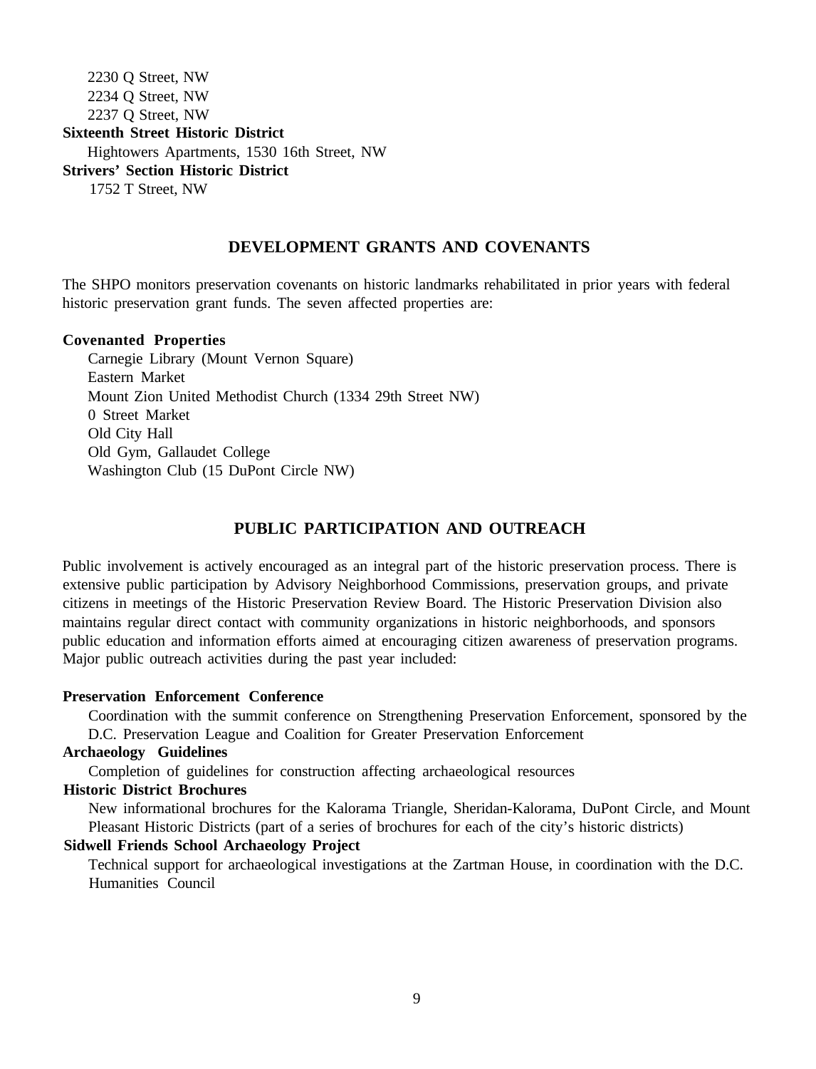2230 Q Street, NW
2234 Q Street, NW
2237 Q Street, NW

**Sixteenth Street Historic District**

Hightowers Apartments, 1530 16th Street, NW

**Strivers' Section Historic District**

1752 T Street, NW

## DEVELOPMENT GRANTS AND COVENANTS

The SHPO monitors preservation covenants on historic landmarks rehabilitated in prior years with federal historic preservation grant funds. The seven affected properties are:

**Covenanted Properties**

Carnegie Library (Mount Vernon Square)
Eastern Market
Mount Zion United Methodist Church (1334 29th Street NW)
0 Street Market
Old City Hall
Old Gym, Gallaudet College
Washington Club (15 DuPont Circle NW)

## PUBLIC PARTICIPATION AND OUTREACH

Public involvement is actively encouraged as an integral part of the historic preservation process. There is extensive public participation by Advisory Neighborhood Commissions, preservation groups, and private citizens in meetings of the Historic Preservation Review Board. The Historic Preservation Division also maintains regular direct contact with community organizations in historic neighborhoods, and sponsors public education and information efforts aimed at encouraging citizen awareness of preservation programs. Major public outreach activities during the past year included:

**Preservation Enforcement Conference**

Coordination with the summit conference on Strengthening Preservation Enforcement, sponsored by the D.C. Preservation League and Coalition for Greater Preservation Enforcement

**Archaeology Guidelines**

Completion of guidelines for construction affecting archaeological resources

**Historic District Brochures**

New informational brochures for the Kalorama Triangle, Sheridan-Kalorama, DuPont Circle, and Mount Pleasant Historic Districts (part of a series of brochures for each of the city's historic districts)

**Sidwell Friends School Archaeology Project**

Technical support for archaeological investigations at the Zartman House, in coordination with the D.C. Humanities Council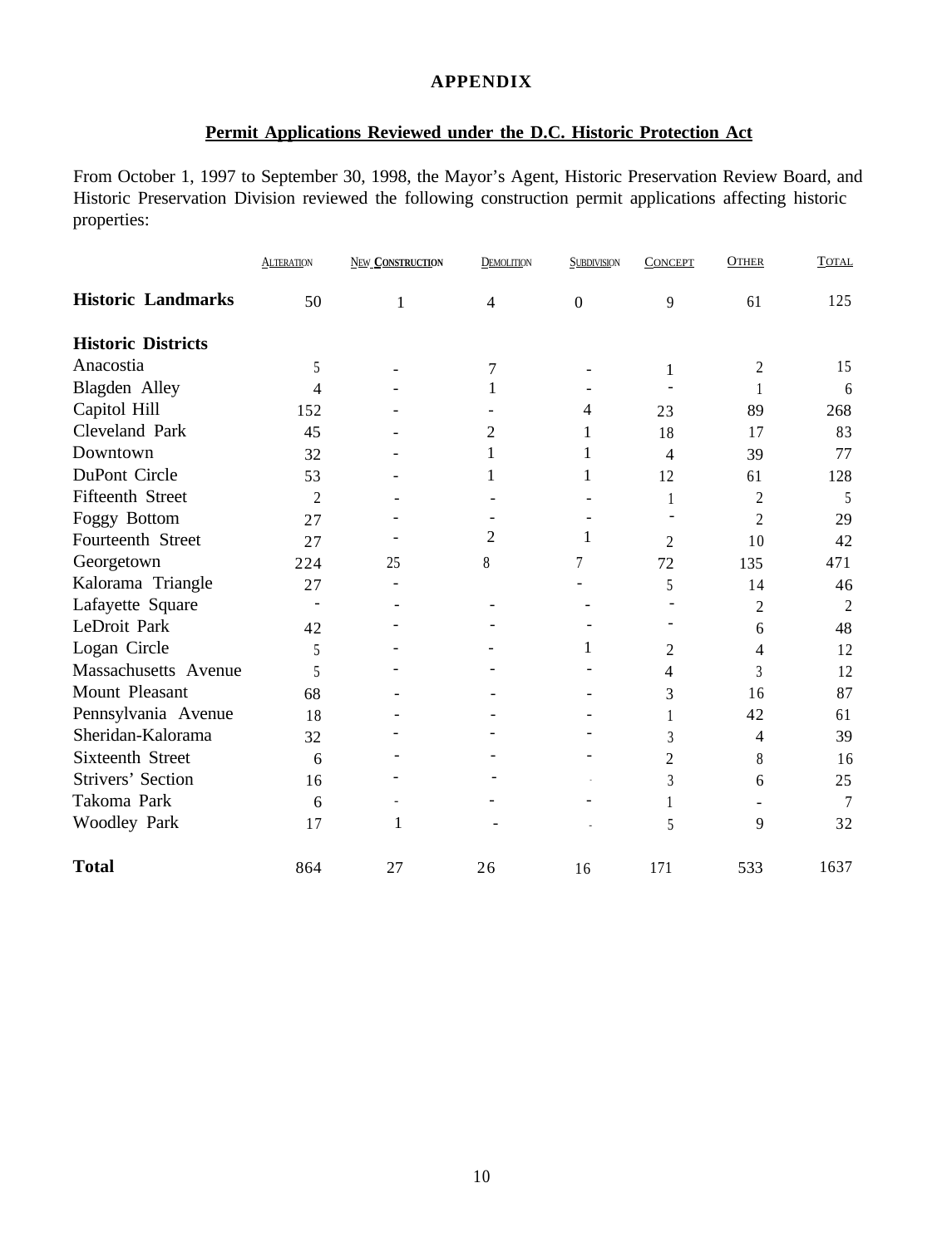**APPENDIX**

**Permit Applications Reviewed under the D.C. Historic Protection Act**

From October 1, 1997 to September 30, 1998, the Mayor's Agent, Historic Preservation Review Board, and Historic Preservation Division reviewed the following construction permit applications affecting historic properties:

| | Alteration | New Construction | Demolition | Subdivision | Concept | Other | Total |
|---|---|---|---|---|---|---|---|
| **Historic Landmarks** | 50 | 1 | 4 | 0 | 9 | 61 | 125 |
| **Historic Districts** | | | | | | | |
| Anacostia | 5 | - | 7 | - | 1 | 2 | 15 |
| Blagden Alley | 4 | - | 1 | - | - | 1 | 6 |
| Capitol Hill | 152 | - | - | 4 | 23 | 89 | 268 |
| Cleveland Park | 45 | - | 2 | 1 | 18 | 17 | 83 |
| Downtown | 32 | - | 1 | 1 | 4 | 39 | 77 |
| DuPont Circle | 53 | - | 1 | 1 | 12 | 61 | 128 |
| Fifteenth Street | 2 | - | - | - | 1 | 2 | 5 |
| Foggy Bottom | 27 | - | - | - | - | 2 | 29 |
| Fourteenth Street | 27 | - | 2 | 1 | 2 | 10 | 42 |
| Georgetown | 224 | 25 | 8 | 7 | 72 | 135 | 471 |
| Kalorama Triangle | 27 | - | | - | 5 | 14 | 46 |
| Lafayette Square | - | - | - | - | - | 2 | 2 |
| LeDroit Park | 42 | - | - | - | - | 6 | 48 |
| Logan Circle | 5 | - | - | 1 | 2 | 4 | 12 |
| Massachusetts Avenue | 5 | - | - | - | 4 | 3 | 12 |
| Mount Pleasant | 68 | - | - | - | 3 | 16 | 87 |
| Pennsylvania Avenue | 18 | - | - | - | 1 | 42 | 61 |
| Sheridan-Kalorama | 32 | - | - | - | 3 | 4 | 39 |
| Sixteenth Street | 6 | - | - | - | 2 | 8 | 16 |
| Strivers' Section | 16 | - | - | - | 3 | 6 | 25 |
| Takoma Park | 6 | - | - | - | 1 | - | 7 |
| Woodley Park | 17 | 1 | - | - | 5 | 9 | 32 |
| **Total** | 864 | 27 | 26 | 16 | 171 | 533 | 1637 |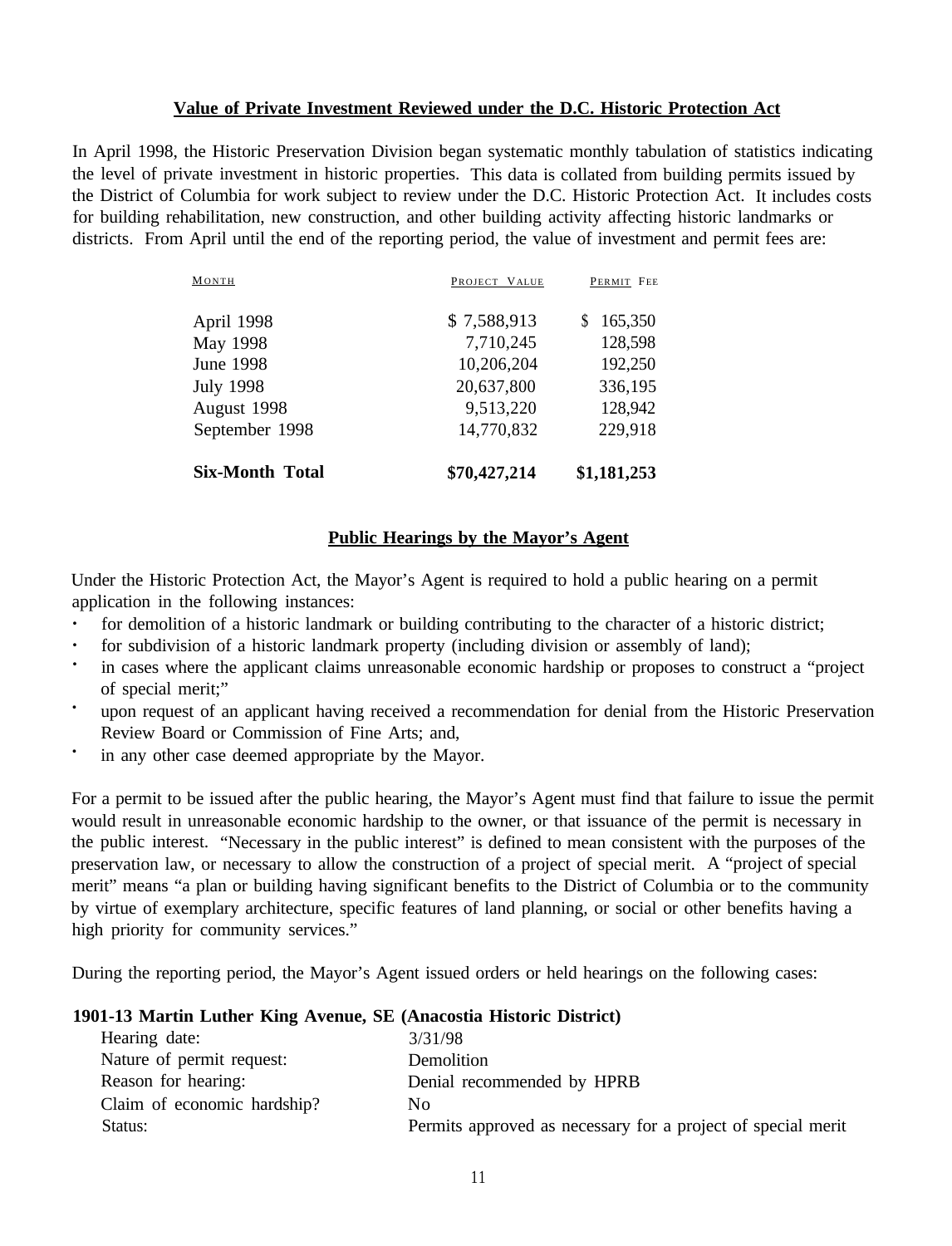## Value of Private Investment Reviewed under the D.C. Historic Protection Act

In April 1998, the Historic Preservation Division began systematic monthly tabulation of statistics indicating the level of private investment in historic properties. This data is collated from building permits issued by the District of Columbia for work subject to review under the D.C. Historic Protection Act. It includes costs for building rehabilitation, new construction, and other building activity affecting historic landmarks or districts. From April until the end of the reporting period, the value of investment and permit fees are:

| Month | Project Value | Permit Fee |
|---|---|---|
| April 1998 | $ 7,588,913 | $ 165,350 |
| May 1998 | 7,710,245 | 128,598 |
| June 1998 | 10,206,204 | 192,250 |
| July 1998 | 20,637,800 | 336,195 |
| August 1998 | 9,513,220 | 128,942 |
| September 1998 | 14,770,832 | 229,918 |
| **Six-Month Total** | **$70,427,214** | **$1,181,253** |

## Public Hearings by the Mayor's Agent

Under the Historic Protection Act, the Mayor's Agent is required to hold a public hearing on a permit application in the following instances:

- for demolition of a historic landmark or building contributing to the character of a historic district;
- for subdivision of a historic landmark property (including division or assembly of land);
- in cases where the applicant claims unreasonable economic hardship or proposes to construct a "project of special merit;"
- upon request of an applicant having received a recommendation for denial from the Historic Preservation Review Board or Commission of Fine Arts; and,
- in any other case deemed appropriate by the Mayor.

For a permit to be issued after the public hearing, the Mayor's Agent must find that failure to issue the permit would result in unreasonable economic hardship to the owner, or that issuance of the permit is necessary in the public interest. "Necessary in the public interest" is defined to mean consistent with the purposes of the preservation law, or necessary to allow the construction of a project of special merit. A "project of special merit" means "a plan or building having significant benefits to the District of Columbia or to the community by virtue of exemplary architecture, specific features of land planning, or social or other benefits having a high priority for community services."

During the reporting period, the Mayor's Agent issued orders or held hearings on the following cases:

**1901-13 Martin Luther King Avenue, SE (Anacostia Historic District)**

| | |
|---|---|
| Hearing date: | 3/31/98 |
| Nature of permit request: | Demolition |
| Reason for hearing: | Denial recommended by HPRB |
| Claim of economic hardship? | No |
| Status: | Permits approved as necessary for a project of special merit |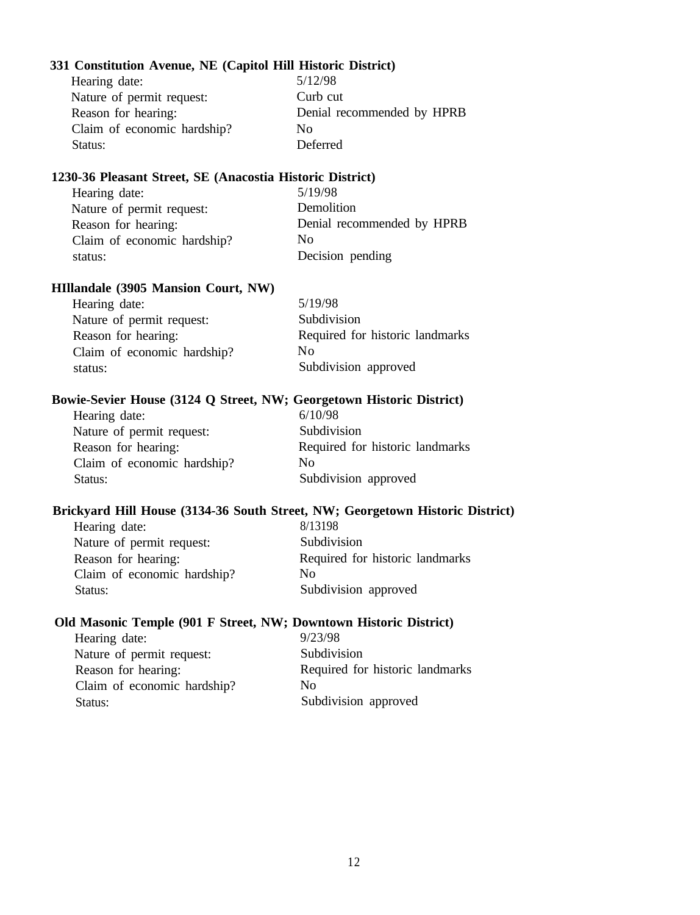**331 Constitution Avenue, NE (Capitol Hill Historic District)**

| | |
|---|---|
| Hearing date: | 5/12/98 |
| Nature of permit request: | Curb cut |
| Reason for hearing: | Denial recommended by HPRB |
| Claim of economic hardship? | No |
| Status: | Deferred |

**1230-36 Pleasant Street, SE (Anacostia Historic District)**

| | |
|---|---|
| Hearing date: | 5/19/98 |
| Nature of permit request: | Demolition |
| Reason for hearing: | Denial recommended by HPRB |
| Claim of economic hardship? | No |
| status: | Decision pending |

**HIllandale (3905 Mansion Court, NW)**

| | |
|---|---|
| Hearing date: | 5/19/98 |
| Nature of permit request: | Subdivision |
| Reason for hearing: | Required for historic landmarks |
| Claim of economic hardship? | No |
| status: | Subdivision approved |

**Bowie-Sevier House (3124 Q Street, NW; Georgetown Historic District)**

| | |
|---|---|
| Hearing date: | 6/10/98 |
| Nature of permit request: | Subdivision |
| Reason for hearing: | Required for historic landmarks |
| Claim of economic hardship? | No |
| Status: | Subdivision approved |

**Brickyard Hill House (3134-36 South Street, NW; Georgetown Historic District)**

| | |
|---|---|
| Hearing date: | 8/13198 |
| Nature of permit request: | Subdivision |
| Reason for hearing: | Required for historic landmarks |
| Claim of economic hardship? | No |
| Status: | Subdivision approved |

**Old Masonic Temple (901 F Street, NW; Downtown Historic District)**

| | |
|---|---|
| Hearing date: | 9/23/98 |
| Nature of permit request: | Subdivision |
| Reason for hearing: | Required for historic landmarks |
| Claim of economic hardship? | No |
| Status: | Subdivision approved |